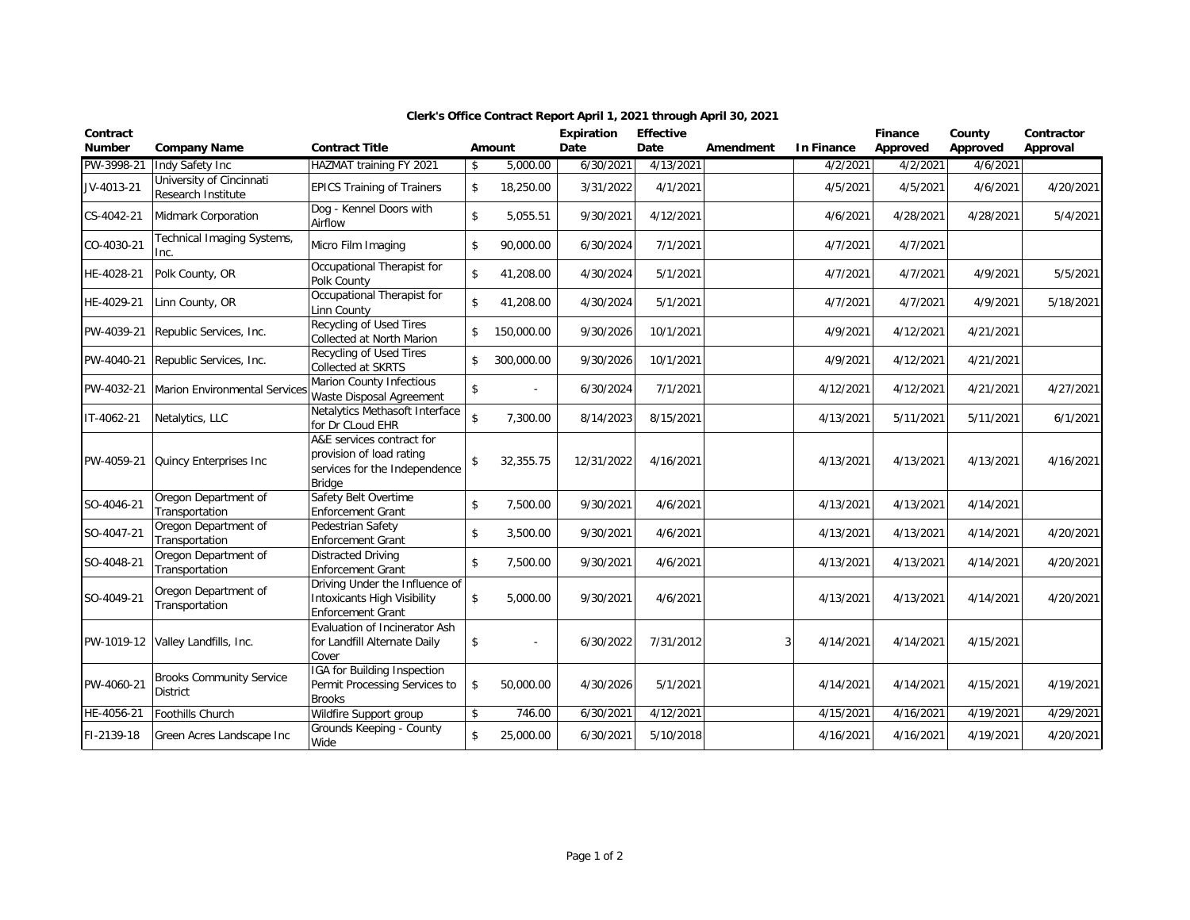**Clerk's Office Contract Report April 1, 2021 through April 30, 2021**

| Contract Number | Company Name | Contract Title | Amount | Expiration Date | Effective Date | Amendment | In Finance | Finance Approved | County Approved | Contractor Approval |
|---|---|---|---|---|---|---|---|---|---|---|
| PW-3998-21 | Indy Safety Inc | HAZMAT training FY 2021 | $ 5,000.00 | 6/30/2021 | 4/13/2021 | | 4/2/2021 | 4/2/2021 | 4/6/2021 | |
| JV-4013-21 | University of Cincinnati Research Institute | EPICS Training of Trainers | $ 18,250.00 | 3/31/2022 | 4/1/2021 | | 4/5/2021 | 4/5/2021 | 4/6/2021 | 4/20/2021 |
| CS-4042-21 | Midmark Corporation | Dog - Kennel Doors with Airflow | $ 5,055.51 | 9/30/2021 | 4/12/2021 | | 4/6/2021 | 4/28/2021 | 4/28/2021 | 5/4/2021 |
| CO-4030-21 | Technical Imaging Systems, Inc. | Micro Film Imaging | $ 90,000.00 | 6/30/2024 | 7/1/2021 | | 4/7/2021 | 4/7/2021 | | |
| HE-4028-21 | Polk County, OR | Occupational Therapist for Polk County | $ 41,208.00 | 4/30/2024 | 5/1/2021 | | 4/7/2021 | 4/7/2021 | 4/9/2021 | 5/5/2021 |
| HE-4029-21 | Linn County, OR | Occupational Therapist for Linn County | $ 41,208.00 | 4/30/2024 | 5/1/2021 | | 4/7/2021 | 4/7/2021 | 4/9/2021 | 5/18/2021 |
| PW-4039-21 | Republic Services, Inc. | Recycling of Used Tires Collected at North Marion | $ 150,000.00 | 9/30/2026 | 10/1/2021 | | 4/9/2021 | 4/12/2021 | 4/21/2021 | |
| PW-4040-21 | Republic Services, Inc. | Recycling of Used Tires Collected at SKRTS | $ 300,000.00 | 9/30/2026 | 10/1/2021 | | 4/9/2021 | 4/12/2021 | 4/21/2021 | |
| PW-4032-21 | Marion Environmental Services | Marion County Infectious Waste Disposal Agreement | $ - | 6/30/2024 | 7/1/2021 | | 4/12/2021 | 4/12/2021 | 4/21/2021 | 4/27/2021 |
| IT-4062-21 | Netalytics, LLC | Netalytics Methasoft Interface for Dr CLoud EHR | $ 7,300.00 | 8/14/2023 | 8/15/2021 | | 4/13/2021 | 5/11/2021 | 5/11/2021 | 6/1/2021 |
| PW-4059-21 | Quincy Enterprises Inc | A&E services contract for provision of load rating services for the Independence Bridge | $ 32,355.75 | 12/31/2022 | 4/16/2021 | | 4/13/2021 | 4/13/2021 | 4/13/2021 | 4/16/2021 |
| SO-4046-21 | Oregon Department of Transportation | Safety Belt Overtime Enforcement Grant | $ 7,500.00 | 9/30/2021 | 4/6/2021 | | 4/13/2021 | 4/13/2021 | 4/14/2021 | |
| SO-4047-21 | Oregon Department of Transportation | Pedestrian Safety Enforcement Grant | $ 3,500.00 | 9/30/2021 | 4/6/2021 | | 4/13/2021 | 4/13/2021 | 4/14/2021 | 4/20/2021 |
| SO-4048-21 | Oregon Department of Transportation | Distracted Driving Enforcement Grant | $ 7,500.00 | 9/30/2021 | 4/6/2021 | | 4/13/2021 | 4/13/2021 | 4/14/2021 | 4/20/2021 |
| SO-4049-21 | Oregon Department of Transportation | Driving Under the Influence of Intoxicants High Visibility Enforcement Grant | $ 5,000.00 | 9/30/2021 | 4/6/2021 | | 4/13/2021 | 4/13/2021 | 4/14/2021 | 4/20/2021 |
| PW-1019-12 | Valley Landfills, Inc. | Evaluation of Incinerator Ash for Landfill Alternate Daily Cover | $ - | 6/30/2022 | 7/31/2012 | 3 | 4/14/2021 | 4/14/2021 | 4/15/2021 | |
| PW-4060-21 | Brooks Community Service District | IGA for Building Inspection Permit Processing Services to Brooks | $ 50,000.00 | 4/30/2026 | 5/1/2021 | | 4/14/2021 | 4/14/2021 | 4/15/2021 | 4/19/2021 |
| HE-4056-21 | Foothills Church | Wildfire Support group | $ 746.00 | 6/30/2021 | 4/12/2021 | | 4/15/2021 | 4/16/2021 | 4/19/2021 | 4/29/2021 |
| FI-2139-18 | Green Acres Landscape Inc | Grounds Keeping - County Wide | $ 25,000.00 | 6/30/2021 | 5/10/2018 | | 4/16/2021 | 4/16/2021 | 4/19/2021 | 4/20/2021 |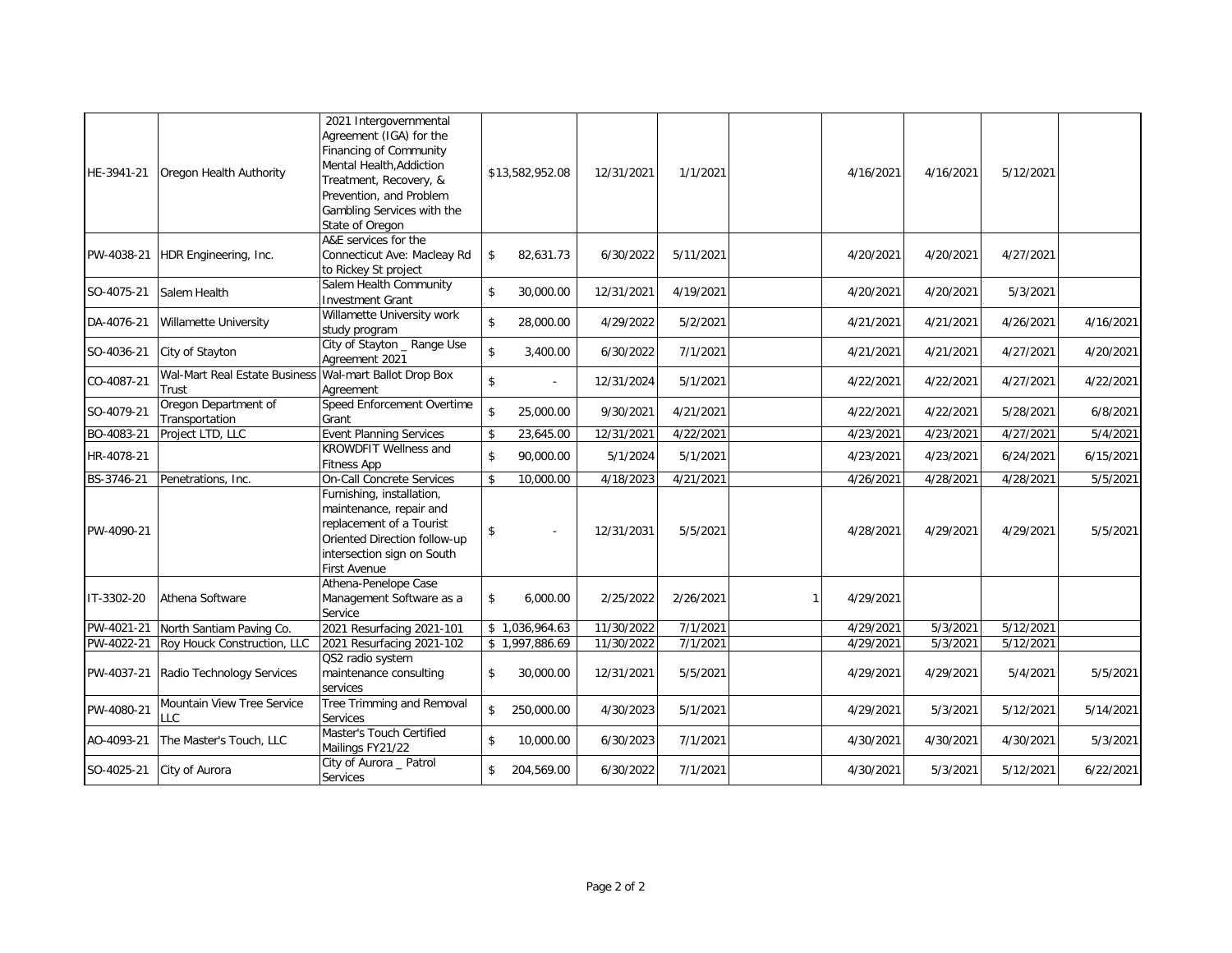| | | | | | | | | | | |
|---|---|---|---|---|---|---|---|---|---|---|
| HE-3941-21 | Oregon Health Authority | 2021 Intergovernmental Agreement (IGA) for the Financing of Community Mental Health,Addiction Treatment, Recovery, & Prevention, and Problem Gambling Services with the State of Oregon | $13,582,952.08 | 12/31/2021 | 1/1/2021 | | 4/16/2021 | 4/16/2021 | 5/12/2021 | |
| PW-4038-21 | HDR Engineering, Inc. | A&E services for the Connecticut Ave: Macleay Rd to Rickey St project | $ 82,631.73 | 6/30/2022 | 5/11/2021 | | 4/20/2021 | 4/20/2021 | 4/27/2021 | |
| SO-4075-21 | Salem Health | Salem Health Community Investment Grant | $ 30,000.00 | 12/31/2021 | 4/19/2021 | | 4/20/2021 | 4/20/2021 | 5/3/2021 | |
| DA-4076-21 | Willamette University | Willamette University work study program | $ 28,000.00 | 4/29/2022 | 5/2/2021 | | 4/21/2021 | 4/21/2021 | 4/26/2021 | 4/16/2021 |
| SO-4036-21 | City of Stayton | City of Stayton _ Range Use Agreement 2021 | $ 3,400.00 | 6/30/2022 | 7/1/2021 | | 4/21/2021 | 4/21/2021 | 4/27/2021 | 4/20/2021 |
| CO-4087-21 | Wal-Mart Real Estate Business Trust | Wal-mart Ballot Drop Box Agreement | $ - | 12/31/2024 | 5/1/2021 | | 4/22/2021 | 4/22/2021 | 4/27/2021 | 4/22/2021 |
| SO-4079-21 | Oregon Department of Transportation | Speed Enforcement Overtime Grant | $ 25,000.00 | 9/30/2021 | 4/21/2021 | | 4/22/2021 | 4/22/2021 | 5/28/2021 | 6/8/2021 |
| BO-4083-21 | Project LTD, LLC | Event Planning Services | $ 23,645.00 | 12/31/2021 | 4/22/2021 | | 4/23/2021 | 4/23/2021 | 4/27/2021 | 5/4/2021 |
| HR-4078-21 | | KROWDFIT Wellness and Fitness App | $ 90,000.00 | 5/1/2024 | 5/1/2021 | | 4/23/2021 | 4/23/2021 | 6/24/2021 | 6/15/2021 |
| BS-3746-21 | Penetrations, Inc. | On-Call Concrete Services | $ 10,000.00 | 4/18/2023 | 4/21/2021 | | 4/26/2021 | 4/28/2021 | 4/28/2021 | 5/5/2021 |
| PW-4090-21 | | Furnishing, installation, maintenance, repair and replacement of a Tourist Oriented Direction follow-up intersection sign on South First Avenue | $ - | 12/31/2031 | 5/5/2021 | | 4/28/2021 | 4/29/2021 | 4/29/2021 | 5/5/2021 |
| IT-3302-20 | Athena Software | Athena-Penelope Case Management Software as a Service | $ 6,000.00 | 2/25/2022 | 2/26/2021 | 1 | 4/29/2021 | | | |
| PW-4021-21 | North Santiam Paving Co. | 2021 Resurfacing 2021-101 | $ 1,036,964.63 | 11/30/2022 | 7/1/2021 | | 4/29/2021 | 5/3/2021 | 5/12/2021 | |
| PW-4022-21 | Roy Houck Construction, LLC | 2021 Resurfacing 2021-102 | $ 1,997,886.69 | 11/30/2022 | 7/1/2021 | | 4/29/2021 | 5/3/2021 | 5/12/2021 | |
| PW-4037-21 | Radio Technology Services | QS2 radio system maintenance consulting services | $ 30,000.00 | 12/31/2021 | 5/5/2021 | | 4/29/2021 | 4/29/2021 | 5/4/2021 | 5/5/2021 |
| PW-4080-21 | Mountain View Tree Service LLC | Tree Trimming and Removal Services | $ 250,000.00 | 4/30/2023 | 5/1/2021 | | 4/29/2021 | 5/3/2021 | 5/12/2021 | 5/14/2021 |
| AO-4093-21 | The Master's Touch, LLC | Master's Touch Certified Mailings FY21/22 | $ 10,000.00 | 6/30/2023 | 7/1/2021 | | 4/30/2021 | 4/30/2021 | 4/30/2021 | 5/3/2021 |
| SO-4025-21 | City of Aurora | City of Aurora _ Patrol Services | $ 204,569.00 | 6/30/2022 | 7/1/2021 | | 4/30/2021 | 5/3/2021 | 5/12/2021 | 6/22/2021 |